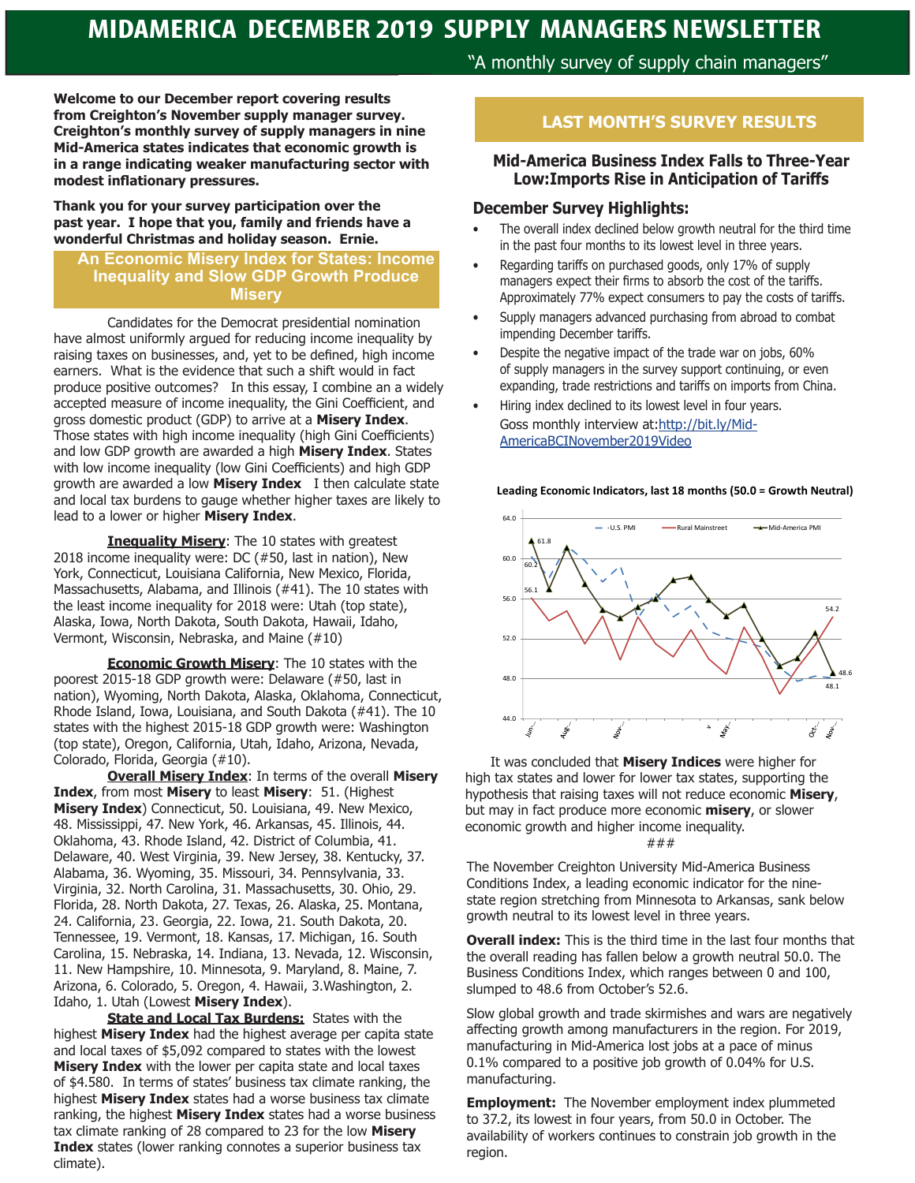# MIDAMERICA DECEMBER 2019 SUPPLY MANAGERS NEWSLETTER

"A monthly survey of supply chain managers"

**Welcome to our December report covering results from Creighton's November supply manager survey. Creighton's monthly survey of supply managers in nine Mid-America states indicates that economic growth is in a range indicating weaker manufacturing sector with modest inflationary pressures.**

**Thank you for your survey participation over the past year. I hope that you, family and friends have a wonderful Christmas and holiday season. Ernie.**

## An Economic Misery Index for States: Income Inequality and Slow GDP Growth Produce Misery

Candidates for the Democrat presidential nomination have almost uniformly argued for reducing income inequality by raising taxes on businesses, and, yet to be defined, high income earners. What is the evidence that such a shift would in fact produce positive outcomes? In this essay, I combine an a widely accepted measure of income inequality, the Gini Coefficient, and gross domestic product (GDP) to arrive at a **Misery Index**. Those states with high income inequality (high Gini Coefficients) and low GDP growth are awarded a high **Misery Index**. States with low income inequality (low Gini Coefficients) and high GDP growth are awarded a low **Misery Index** I then calculate state and local tax burdens to gauge whether higher taxes are likely to lead to a lower or higher **Misery Index**.

**Inequality Misery**: The 10 states with greatest 2018 income inequality were: DC (#50, last in nation), New York, Connecticut, Louisiana California, New Mexico, Florida, Massachusetts, Alabama, and Illinois (#41). The 10 states with the least income inequality for 2018 were: Utah (top state), Alaska, Iowa, North Dakota, South Dakota, Hawaii, Idaho, Vermont, Wisconsin, Nebraska, and Maine (#10)

**Economic Growth Misery**: The 10 states with the poorest 2015-18 GDP growth were: Delaware (#50, last in nation), Wyoming, North Dakota, Alaska, Oklahoma, Connecticut, Rhode Island, Iowa, Louisiana, and South Dakota (#41). The 10 states with the highest 2015-18 GDP growth were: Washington (top state), Oregon, California, Utah, Idaho, Arizona, Nevada, Colorado, Florida, Georgia (#10).

**Overall Misery Index**: In terms of the overall **Misery Index**, from most **Misery** to least **Misery**: 51. (Highest **Misery Index**) Connecticut, 50. Louisiana, 49. New Mexico, 48. Mississippi, 47. New York, 46. Arkansas, 45. Illinois, 44. Oklahoma, 43. Rhode Island, 42. District of Columbia, 41. Delaware, 40. West Virginia, 39. New Jersey, 38. Kentucky, 37. Alabama, 36. Wyoming, 35. Missouri, 34. Pennsylvania, 33. Virginia, 32. North Carolina, 31. Massachusetts, 30. Ohio, 29. Florida, 28. North Dakota, 27. Texas, 26. Alaska, 25. Montana, 24. California, 23. Georgia, 22. Iowa, 21. South Dakota, 20. Tennessee, 19. Vermont, 18. Kansas, 17. Michigan, 16. South Carolina, 15. Nebraska, 14. Indiana, 13. Nevada, 12. Wisconsin, 11. New Hampshire, 10. Minnesota, 9. Maryland, 8. Maine, 7. Arizona, 6. Colorado, 5. Oregon, 4. Hawaii, 3.Washington, 2. Idaho, 1. Utah (Lowest **Misery Index**).

**State and Local Tax Burdens:** States with the highest **Misery Index** had the highest average per capita state and local taxes of $5,092 compared to states with the lowest **Misery Index** with the lower per capita state and local taxes of $4.580. In terms of states' business tax climate ranking, the highest **Misery Index** states had a worse business tax climate ranking, the highest **Misery Index** states had a worse business tax climate ranking of 28 compared to 23 for the low **Misery Index** states (lower ranking connotes a superior business tax climate).

It was concluded that **Misery Indices** were higher for high tax states and lower for lower tax states, supporting the hypothesis that raising taxes will not reduce economic **Misery**, but may in fact produce more economic **misery**, or slower economic growth and higher income inequality.

###

## LAST MONTH'S SURVEY RESULTS

### Mid-America Business Index Falls to Three-Year Low:Imports Rise in Anticipation of Tariffs

### December Survey Highlights:

- The overall index declined below growth neutral for the third time in the past four months to its lowest level in three years.
- Regarding tariffs on purchased goods, only 17% of supply managers expect their firms to absorb the cost of the tariffs. Approximately 77% expect consumers to pay the costs of tariffs.
- Supply managers advanced purchasing from abroad to combat impending December tariffs.
- Despite the negative impact of the trade war on jobs, 60% of supply managers in the survey support continuing, or even expanding, trade restrictions and tariffs on imports from China.
- Hiring index declined to its lowest level in four years. Goss monthly interview at: http://bit.ly/Mid-AmericaBCINovember2019Video

**Leading Economic Indicators, last 18 months (50.0 = Growth Neutral)**

The November Creighton University Mid-America Business Conditions Index, a leading economic indicator for the nine-state region stretching from Minnesota to Arkansas, sank below growth neutral to its lowest level in three years.

**Overall index:** This is the third time in the last four months that the overall reading has fallen below a growth neutral 50.0. The Business Conditions Index, which ranges between 0 and 100, slumped to 48.6 from October's 52.6.

Slow global growth and trade skirmishes and wars are negatively affecting growth among manufacturers in the region. For 2019, manufacturing in Mid-America lost jobs at a pace of minus 0.1% compared to a positive job growth of 0.04% for U.S. manufacturing.

**Employment:** The November employment index plummeted to 37.2, its lowest in four years, from 50.0 in October. The availability of workers continues to constrain job growth in the region.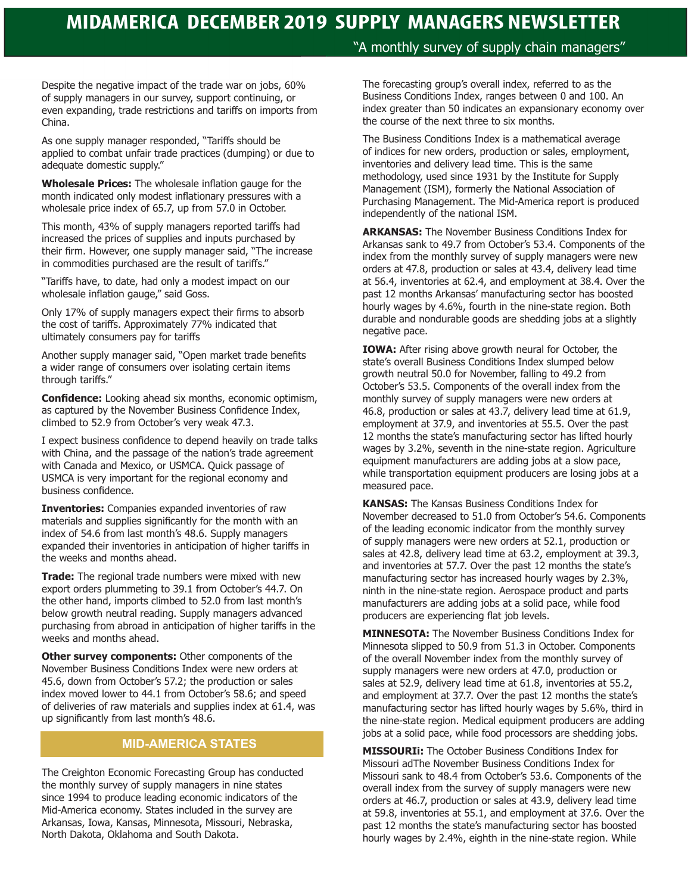# MIDAMERICA DECEMBER 2019 SUPPLY MANAGERS NEWSLETTER

"A monthly survey of supply chain managers"

Despite the negative impact of the trade war on jobs, 60% of supply managers in our survey, support continuing, or even expanding, trade restrictions and tariffs on imports from China.

As one supply manager responded, "Tariffs should be applied to combat unfair trade practices (dumping) or due to adequate domestic supply."

**Wholesale Prices:** The wholesale inflation gauge for the month indicated only modest inflationary pressures with a wholesale price index of 65.7, up from 57.0 in October.

This month, 43% of supply managers reported tariffs had increased the prices of supplies and inputs purchased by their firm. However, one supply manager said, "The increase in commodities purchased are the result of tariffs."

"Tariffs have, to date, had only a modest impact on our wholesale inflation gauge," said Goss.

Only 17% of supply managers expect their firms to absorb the cost of tariffs. Approximately 77% indicated that ultimately consumers pay for tariffs

Another supply manager said, "Open market trade benefits a wider range of consumers over isolating certain items through tariffs."

**Confidence:** Looking ahead six months, economic optimism, as captured by the November Business Confidence Index, climbed to 52.9 from October's very weak 47.3.

I expect business confidence to depend heavily on trade talks with China, and the passage of the nation's trade agreement with Canada and Mexico, or USMCA. Quick passage of USMCA is very important for the regional economy and business confidence.

**Inventories:** Companies expanded inventories of raw materials and supplies significantly for the month with an index of 54.6 from last month's 48.6. Supply managers expanded their inventories in anticipation of higher tariffs in the weeks and months ahead.

**Trade:** The regional trade numbers were mixed with new export orders plummeting to 39.1 from October's 44.7. On the other hand, imports climbed to 52.0 from last month's below growth neutral reading. Supply managers advanced purchasing from abroad in anticipation of higher tariffs in the weeks and months ahead.

**Other survey components:** Other components of the November Business Conditions Index were new orders at 45.6, down from October's 57.2; the production or sales index moved lower to 44.1 from October's 58.6; and speed of deliveries of raw materials and supplies index at 61.4, was up significantly from last month's 48.6.

## MID-AMERICA STATES

The Creighton Economic Forecasting Group has conducted the monthly survey of supply managers in nine states since 1994 to produce leading economic indicators of the Mid-America economy. States included in the survey are Arkansas, Iowa, Kansas, Minnesota, Missouri, Nebraska, North Dakota, Oklahoma and South Dakota.

The forecasting group's overall index, referred to as the Business Conditions Index, ranges between 0 and 100. An index greater than 50 indicates an expansionary economy over the course of the next three to six months.

The Business Conditions Index is a mathematical average of indices for new orders, production or sales, employment, inventories and delivery lead time. This is the same methodology, used since 1931 by the Institute for Supply Management (ISM), formerly the National Association of Purchasing Management. The Mid-America report is produced independently of the national ISM.

**ARKANSAS:** The November Business Conditions Index for Arkansas sank to 49.7 from October's 53.4. Components of the index from the monthly survey of supply managers were new orders at 47.8, production or sales at 43.4, delivery lead time at 56.4, inventories at 62.4, and employment at 38.4. Over the past 12 months Arkansas' manufacturing sector has boosted hourly wages by 4.6%, fourth in the nine-state region. Both durable and nondurable goods are shedding jobs at a slightly negative pace.

**IOWA:** After rising above growth neural for October, the state's overall Business Conditions Index slumped below growth neutral 50.0 for November, falling to 49.2 from October's 53.5. Components of the overall index from the monthly survey of supply managers were new orders at 46.8, production or sales at 43.7, delivery lead time at 61.9, employment at 37.9, and inventories at 55.5. Over the past 12 months the state's manufacturing sector has lifted hourly wages by 3.2%, seventh in the nine-state region. Agriculture equipment manufacturers are adding jobs at a slow pace, while transportation equipment producers are losing jobs at a measured pace.

**KANSAS:** The Kansas Business Conditions Index for November decreased to 51.0 from October's 54.6. Components of the leading economic indicator from the monthly survey of supply managers were new orders at 52.1, production or sales at 42.8, delivery lead time at 63.2, employment at 39.3, and inventories at 57.7. Over the past 12 months the state's manufacturing sector has increased hourly wages by 2.3%, ninth in the nine-state region. Aerospace product and parts manufacturers are adding jobs at a solid pace, while food producers are experiencing flat job levels.

**MINNESOTA:** The November Business Conditions Index for Minnesota slipped to 50.9 from 51.3 in October. Components of the overall November index from the monthly survey of supply managers were new orders at 47.0, production or sales at 52.9, delivery lead time at 61.8, inventories at 55.2, and employment at 37.7. Over the past 12 months the state's manufacturing sector has lifted hourly wages by 5.6%, third in the nine-state region. Medical equipment producers are adding jobs at a solid pace, while food processors are shedding jobs.

**MISSOURIi:** The October Business Conditions Index for Missouri adThe November Business Conditions Index for Missouri sank to 48.4 from October's 53.6. Components of the overall index from the survey of supply managers were new orders at 46.7, production or sales at 43.9, delivery lead time at 59.8, inventories at 55.1, and employment at 37.6. Over the past 12 months the state's manufacturing sector has boosted hourly wages by 2.4%, eighth in the nine-state region. While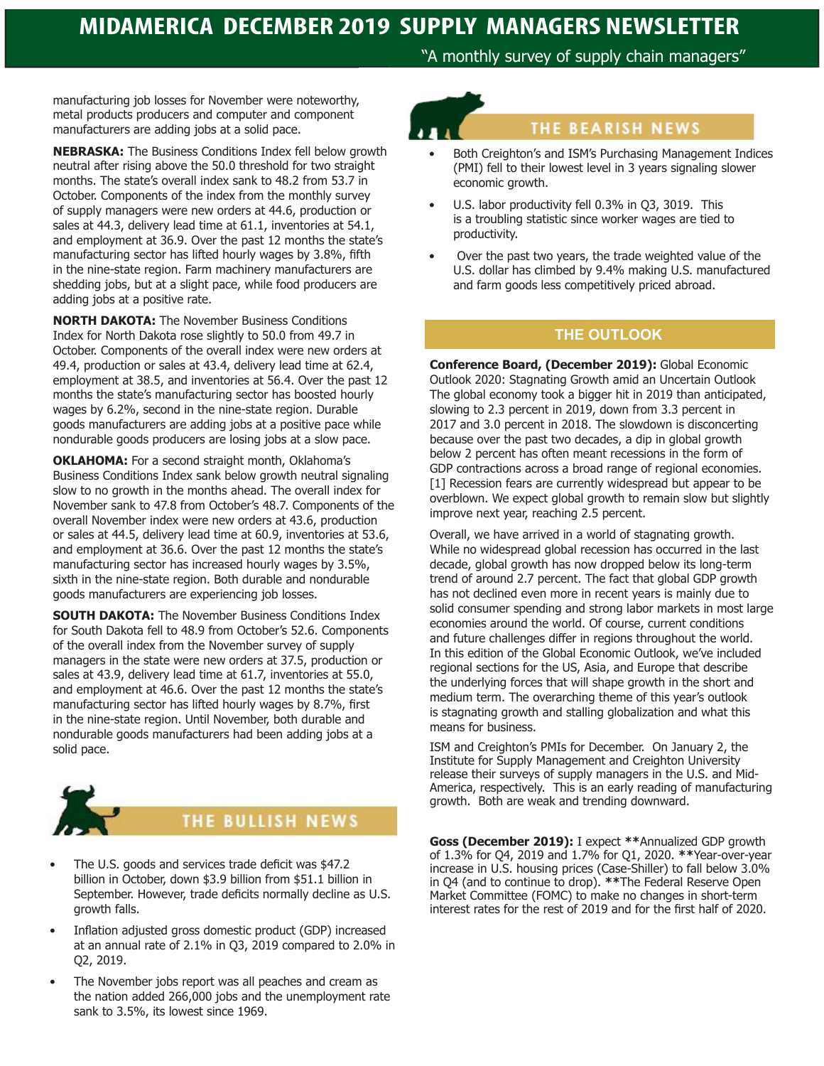manufacturing job losses for November were noteworthy, metal products producers and computer and component manufacturers are adding jobs at a solid pace.

**NEBRASKA:** The Business Conditions Index fell below growth neutral after rising above the 50.0 threshold for two straight months. The state's overall index sank to 48.2 from 53.7 in October. Components of the index from the monthly survey of supply managers were new orders at 44.6, production or sales at 44.3, delivery lead time at 61.1, inventories at 54.1, and employment at 36.9. Over the past 12 months the state's manufacturing sector has lifted hourly wages by 3.8%, fifth in the nine-state region. Farm machinery manufacturers are shedding jobs, but at a slight pace, while food producers are adding jobs at a positive rate.

**NORTH DAKOTA:** The November Business Conditions Index for North Dakota rose slightly to 50.0 from 49.7 in October. Components of the overall index were new orders at 49.4, production or sales at 43.4, delivery lead time at 62.4, employment at 38.5, and inventories at 56.4. Over the past 12 months the state's manufacturing sector has boosted hourly wages by 6.2%, second in the nine-state region. Durable goods manufacturers are adding jobs at a positive pace while nondurable goods producers are losing jobs at a slow pace.

**OKLAHOMA:** For a second straight month, Oklahoma's Business Conditions Index sank below growth neutral signaling slow to no growth in the months ahead. The overall index for November sank to 47.8 from October's 48.7. Components of the overall November index were new orders at 43.6, production or sales at 44.5, delivery lead time at 60.9, inventories at 53.6, and employment at 36.6. Over the past 12 months the state's manufacturing sector has increased hourly wages by 3.5%, sixth in the nine-state region. Both durable and nondurable goods manufacturers are experiencing job losses.

**SOUTH DAKOTA:** The November Business Conditions Index for South Dakota fell to 48.9 from October's 52.6. Components of the overall index from the November survey of supply managers in the state were new orders at 37.5, production or sales at 43.9, delivery lead time at 61.7, inventories at 55.0, and employment at 46.6. Over the past 12 months the state's manufacturing sector has lifted hourly wages by 8.7%, first in the nine-state region. Until November, both durable and nondurable goods manufacturers had been adding jobs at a solid pace.

## THE BULLISH NEWS

- The U.S. goods and services trade deficit was $47.2 billion in October, down $3.9 billion from $51.1 billion in September. However, trade deficits normally decline as U.S. growth falls.
- Inflation adjusted gross domestic product (GDP) increased at an annual rate of 2.1% in Q3, 2019 compared to 2.0% in Q2, 2019.
- The November jobs report was all peaches and cream as the nation added 266,000 jobs and the unemployment rate sank to 3.5%, its lowest since 1969.

## THE BEARISH NEWS

- Both Creighton's and ISM's Purchasing Management Indices (PMI) fell to their lowest level in 3 years signaling slower economic growth.
- U.S. labor productivity fell 0.3% in Q3, 3019. This is a troubling statistic since worker wages are tied to productivity.
- Over the past two years, the trade weighted value of the U.S. dollar has climbed by 9.4% making U.S. manufactured and farm goods less competitively priced abroad.

## THE OUTLOOK

**Conference Board, (December 2019):** Global Economic Outlook 2020: Stagnating Growth amid an Uncertain Outlook The global economy took a bigger hit in 2019 than anticipated, slowing to 2.3 percent in 2019, down from 3.3 percent in 2017 and 3.0 percent in 2018. The slowdown is disconcerting because over the past two decades, a dip in global growth below 2 percent has often meant recessions in the form of GDP contractions across a broad range of regional economies. [1] Recession fears are currently widespread but appear to be overblown. We expect global growth to remain slow but slightly improve next year, reaching 2.5 percent.

Overall, we have arrived in a world of stagnating growth. While no widespread global recession has occurred in the last decade, global growth has now dropped below its long-term trend of around 2.7 percent. The fact that global GDP growth has not declined even more in recent years is mainly due to solid consumer spending and strong labor markets in most large economies around the world. Of course, current conditions and future challenges differ in regions throughout the world. In this edition of the Global Economic Outlook, we've included regional sections for the US, Asia, and Europe that describe the underlying forces that will shape growth in the short and medium term. The overarching theme of this year's outlook is stagnating growth and stalling globalization and what this means for business.

ISM and Creighton's PMIs for December. On January 2, the Institute for Supply Management and Creighton University release their surveys of supply managers in the U.S. and Mid-America, respectively. This is an early reading of manufacturing growth. Both are weak and trending downward.

**Goss (December 2019):** I expect **Annualized GDP growth of 1.3% for Q4, 2019 and 1.7% for Q1, 2020. **Year-over-year increase in U.S. housing prices (Case-Shiller) to fall below 3.0% in Q4 (and to continue to drop). **The Federal Reserve Open Market Committee (FOMC) to make no changes in short-term interest rates for the rest of 2019 and for the first half of 2020.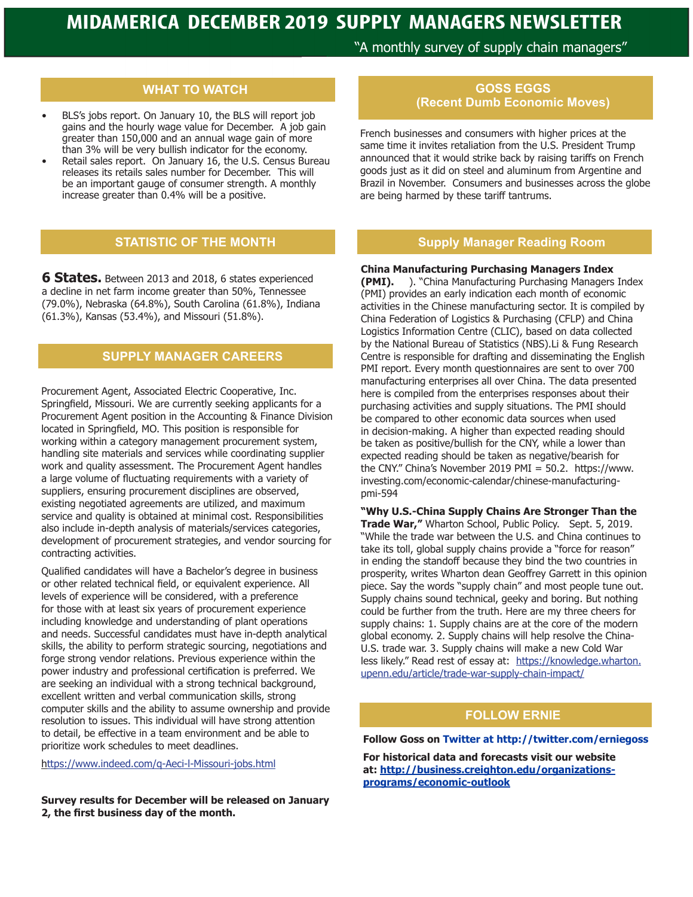# MIDAMERICA DECEMBER 2019 SUPPLY MANAGERS NEWSLETTER

"A monthly survey of supply chain managers"

## WHAT TO WATCH

- BLS's jobs report. On January 10, the BLS will report job gains and the hourly wage value for December. A job gain greater than 150,000 and an annual wage gain of more than 3% will be very bullish indicator for the economy.
- Retail sales report. On January 16, the U.S. Census Bureau releases its retails sales number for December. This will be an important gauge of consumer strength. A monthly increase greater than 0.4% will be a positive.

## STATISTIC OF THE MONTH

**6 States.** Between 2013 and 2018, 6 states experienced a decline in net farm income greater than 50%, Tennessee (79.0%), Nebraska (64.8%), South Carolina (61.8%), Indiana (61.3%), Kansas (53.4%), and Missouri (51.8%).

## SUPPLY MANAGER CAREERS

Procurement Agent, Associated Electric Cooperative, Inc. Springfield, Missouri. We are currently seeking applicants for a Procurement Agent position in the Accounting & Finance Division located in Springfield, MO. This position is responsible for working within a category management procurement system, handling site materials and services while coordinating supplier work and quality assessment. The Procurement Agent handles a large volume of fluctuating requirements with a variety of suppliers, ensuring procurement disciplines are observed, existing negotiated agreements are utilized, and maximum service and quality is obtained at minimal cost. Responsibilities also include in-depth analysis of materials/services categories, development of procurement strategies, and vendor sourcing for contracting activities.

Qualified candidates will have a Bachelor's degree in business or other related technical field, or equivalent experience. All levels of experience will be considered, with a preference for those with at least six years of procurement experience including knowledge and understanding of plant operations and needs. Successful candidates must have in-depth analytical skills, the ability to perform strategic sourcing, negotiations and forge strong vendor relations. Previous experience within the power industry and professional certification is preferred. We are seeking an individual with a strong technical background, excellent written and verbal communication skills, strong computer skills and the ability to assume ownership and provide resolution to issues. This individual will have strong attention to detail, be effective in a team environment and be able to prioritize work schedules to meet deadlines.

https://www.indeed.com/q-Aeci-l-Missouri-jobs.html

**Survey results for December will be released on January 2, the first business day of the month.**

## GOSS EGGS (Recent Dumb Economic Moves)

French businesses and consumers with higher prices at the same time it invites retaliation from the U.S. President Trump announced that it would strike back by raising tariffs on French goods just as it did on steel and aluminum from Argentine and Brazil in November. Consumers and businesses across the globe are being harmed by these tariff tantrums.

## Supply Manager Reading Room

**China Manufacturing Purchasing Managers Index (PMI).** ). "China Manufacturing Purchasing Managers Index (PMI) provides an early indication each month of economic activities in the Chinese manufacturing sector. It is compiled by China Federation of Logistics & Purchasing (CFLP) and China Logistics Information Centre (CLIC), based on data collected by the National Bureau of Statistics (NBS).Li & Fung Research Centre is responsible for drafting and disseminating the English PMI report. Every month questionnaires are sent to over 700 manufacturing enterprises all over China. The data presented here is compiled from the enterprises responses about their purchasing activities and supply situations. The PMI should be compared to other economic data sources when used in decision-making. A higher than expected reading should be taken as positive/bullish for the CNY, while a lower than expected reading should be taken as negative/bearish for the CNY." China's November 2019 PMI = 50.2. https://www.investing.com/economic-calendar/chinese-manufacturing-pmi-594

**"Why U.S.-China Supply Chains Are Stronger Than the Trade War,"** Wharton School, Public Policy. Sept. 5, 2019. "While the trade war between the U.S. and China continues to take its toll, global supply chains provide a "force for reason" in ending the standoff because they bind the two countries in prosperity, writes Wharton dean Geoffrey Garrett in this opinion piece. Say the words "supply chain" and most people tune out. Supply chains sound technical, geeky and boring. But nothing could be further from the truth. Here are my three cheers for supply chains: 1. Supply chains are at the core of the modern global economy. 2. Supply chains will help resolve the China-U.S. trade war. 3. Supply chains will make a new Cold War less likely." Read rest of essay at: https://knowledge.wharton.upenn.edu/article/trade-war-supply-chain-impact/

## FOLLOW ERNIE

**Follow Goss on Twitter at http://twitter.com/erniegoss**

**For historical data and forecasts visit our website at: http://business.creighton.edu/organizations-programs/economic-outlook**